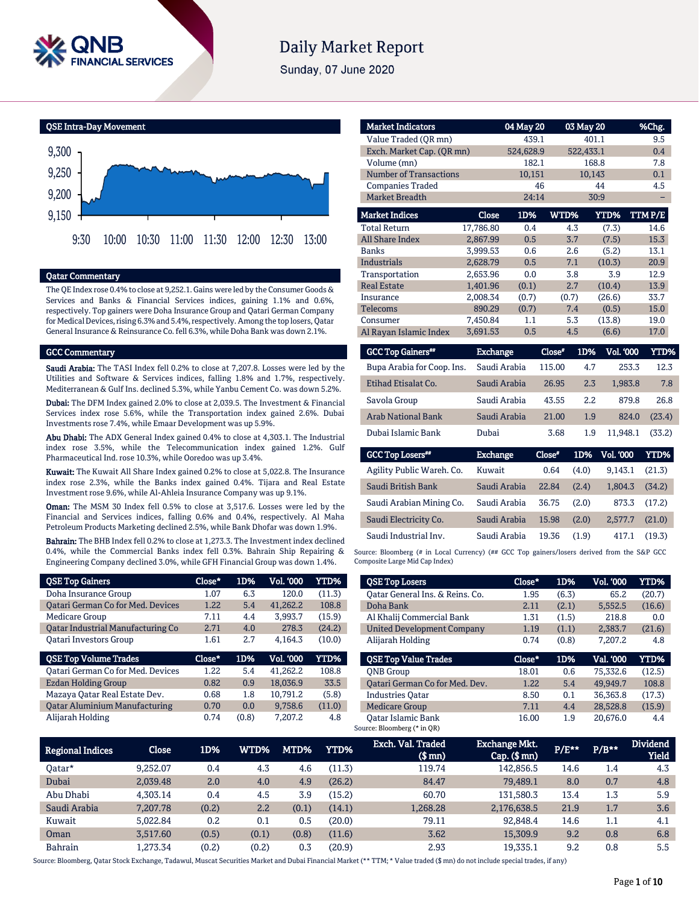# Daily Market Report

Sunday, 07 June 2020

## QSE Intra-Day Movement

## Qatar Commentary

The QE Index rose 0.4% to close at 9,252.1. Gains were led by the Consumer Goods & Services and Banks & Financial Services indices, gaining 1.1% and 0.6%, respectively. Top gainers were Doha Insurance Group and Qatari German Company for Medical Devices, rising 6.3% and 5.4%, respectively. Among the top losers, Qatar General Insurance & Reinsurance Co. fell 6.3%, while Doha Bank was down 2.1%.

## GCC Commentary

**Saudi Arabia:** The TASI Index fell 0.2% to close at 7,207.8. Losses were led by the Utilities and Software & Services indices, falling 1.8% and 1.7%, respectively. Mediterranean & Gulf Ins. declined 5.3%, while Yanbu Cement Co. was down 5.2%.

**Dubai:** The DFM Index gained 2.0% to close at 2,039.5. The Investment & Financial Services index rose 5.6%, while the Transportation index gained 2.6%. Dubai Investments rose 7.4%, while Emaar Development was up 5.9%.

**Abu Dhabi:** The ADX General Index gained 0.4% to close at 4,303.1. The Industrial index rose 3.5%, while the Telecommunication index gained 1.2%. Gulf Pharmaceutical Ind. rose 10.3%, while Ooredoo was up 3.4%.

**Kuwait:** The Kuwait All Share Index gained 0.2% to close at 5,022.8. The Insurance index rose 2.3%, while the Banks index gained 0.4%. Tijara and Real Estate Investment rose 9.6%, while Al-Ahleia Insurance Company was up 9.1%.

**Oman:** The MSM 30 Index fell 0.5% to close at 3,517.6. Losses were led by the Financial and Services indices, falling 0.6% and 0.4%, respectively. Al Maha Petroleum Products Marketing declined 2.5%, while Bank Dhofar was down 1.9%.

**Bahrain:** The BHB Index fell 0.2% to close at 1,273.3. The Investment index declined 0.4%, while the Commercial Banks index fell 0.3%. Bahrain Ship Repairing & Engineering Company declined 3.0%, while GFH Financial Group was down 1.4%.

| Market Indicators | 04 May 20 | 03 May 20 | %Chg. |
|---|---|---|---|
| Value Traded (QR mn) | 439.1 | 401.1 | 9.5 |
| Exch. Market Cap. (QR mn) | 524,628.9 | 522,433.1 | 0.4 |
| Volume (mn) | 182.1 | 168.8 | 7.8 |
| Number of Transactions | 10,151 | 10,143 | 0.1 |
| Companies Traded | 46 | 44 | 4.5 |
| Market Breadth | 24:14 | 30:9 | – |

| Market Indices | Close | 1D% | WTD% | YTD% | TTM P/E |
|---|---|---|---|---|---|
| Total Return | 17,786.80 | 0.4 | 4.3 | (7.3) | 14.6 |
| All Share Index | 2,867.99 | 0.5 | 3.7 | (7.5) | 15.3 |
| Banks | 3,999.53 | 0.6 | 2.6 | (5.2) | 13.1 |
| Industrials | 2,628.79 | 0.5 | 7.1 | (10.3) | 20.9 |
| Transportation | 2,653.96 | 0.0 | 3.8 | 3.9 | 12.9 |
| Real Estate | 1,401.96 | (0.1) | 2.7 | (10.4) | 13.9 |
| Insurance | 2,008.34 | (0.7) | (0.7) | (26.6) | 33.7 |
| Telecoms | 890.29 | (0.7) | 7.4 | (0.5) | 15.0 |
| Consumer | 7,450.84 | 1.1 | 5.3 | (13.8) | 19.0 |
| Al Rayan Islamic Index | 3,691.53 | 0.5 | 4.5 | (6.6) | 17.0 |

| GCC Top Gainers## | Exchange | Close# | 1D% | Vol. '000 | YTD% |
|---|---|---|---|---|---|
| Bupa Arabia for Coop. Ins. | Saudi Arabia | 115.00 | 4.7 | 253.3 | 12.3 |
| Etihad Etisalat Co. | Saudi Arabia | 26.95 | 2.3 | 1,983.8 | 7.8 |
| Savola Group | Saudi Arabia | 43.55 | 2.2 | 879.8 | 26.8 |
| Arab National Bank | Saudi Arabia | 21.00 | 1.9 | 824.0 | (23.4) |
| Dubai Islamic Bank | Dubai | 3.68 | 1.9 | 11,948.1 | (33.2) |

| GCC Top Losers## | Exchange | Close# | 1D% | Vol. '000 | YTD% |
|---|---|---|---|---|---|
| Agility Public Wareh. Co. | Kuwait | 0.64 | (4.0) | 9,143.1 | (21.3) |
| Saudi British Bank | Saudi Arabia | 22.84 | (2.4) | 1,804.3 | (34.2) |
| Saudi Arabian Mining Co. | Saudi Arabia | 36.75 | (2.0) | 873.3 | (17.2) |
| Saudi Electricity Co. | Saudi Arabia | 15.98 | (2.0) | 2,577.7 | (21.0) |
| Saudi Industrial Inv. | Saudi Arabia | 19.36 | (1.9) | 417.1 | (19.3) |

Source: Bloomberg (# in Local Currency) (## GCC Top gainers/losers derived from the S&P GCC Composite Large Mid Cap Index)

| QSE Top Gainers | Close* | 1D% | Vol. '000 | YTD% |
|---|---|---|---|---|
| Doha Insurance Group | 1.07 | 6.3 | 120.0 | (11.3) |
| Qatari German Co for Med. Devices | 1.22 | 5.4 | 41,262.2 | 108.8 |
| Medicare Group | 7.11 | 4.4 | 3,993.7 | (15.9) |
| Qatar Industrial Manufacturing Co | 2.71 | 4.0 | 278.3 | (24.2) |
| Qatari Investors Group | 1.61 | 2.7 | 4,164.3 | (10.0) |

| QSE Top Volume Trades | Close* | 1D% | Vol. '000 | YTD% |
|---|---|---|---|---|
| Qatari German Co for Med. Devices | 1.22 | 5.4 | 41,262.2 | 108.8 |
| Ezdan Holding Group | 0.82 | 0.9 | 18,036.9 | 33.5 |
| Mazaya Qatar Real Estate Dev. | 0.68 | 1.8 | 10,791.2 | (5.8) |
| Qatar Aluminium Manufacturing | 0.70 | 0.0 | 9,758.6 | (11.0) |
| Alijarah Holding | 0.74 | (0.8) | 7,207.2 | 4.8 |

| QSE Top Losers | Close* | 1D% | Vol. '000 | YTD% |
|---|---|---|---|---|
| Qatar General Ins. & Reins. Co. | 1.95 | (6.3) | 65.2 | (20.7) |
| Doha Bank | 2.11 | (2.1) | 5,552.5 | (16.6) |
| Al Khalij Commercial Bank | 1.31 | (1.5) | 218.8 | 0.0 |
| United Development Company | 1.19 | (1.1) | 2,383.7 | (21.6) |
| Alijarah Holding | 0.74 | (0.8) | 7,207.2 | 4.8 |

| QSE Top Value Trades | Close* | 1D% | Val. '000 | YTD% |
|---|---|---|---|---|
| QNB Group | 18.01 | 0.6 | 75,332.6 | (12.5) |
| Qatari German Co for Med. Dev. | 1.22 | 5.4 | 49,949.7 | 108.8 |
| Industries Qatar | 8.50 | 0.1 | 36,363.8 | (17.3) |
| Medicare Group | 7.11 | 4.4 | 28,528.8 | (15.9) |
| Qatar Islamic Bank | 16.00 | 1.9 | 20,676.0 | 4.4 |

Source: Bloomberg (* in QR)

| Regional Indices | Close | 1D% | WTD% | MTD% | YTD% | Exch. Val. Traded ($ mn) | Exchange Mkt. Cap. ($ mn) | P/E** | P/B** | Dividend Yield |
|---|---|---|---|---|---|---|---|---|---|---|
| Qatar* | 9,252.07 | 0.4 | 4.3 | 4.6 | (11.3) | 119.74 | 142,856.5 | 14.6 | 1.4 | 4.3 |
| Dubai | 2,039.48 | 2.0 | 4.0 | 4.9 | (26.2) | 84.47 | 79,489.1 | 8.0 | 0.7 | 4.8 |
| Abu Dhabi | 4,303.14 | 0.4 | 4.5 | 3.9 | (15.2) | 60.70 | 131,580.3 | 13.4 | 1.3 | 5.9 |
| Saudi Arabia | 7,207.78 | (0.2) | 2.2 | (0.1) | (14.1) | 1,268.28 | 2,176,638.5 | 21.9 | 1.7 | 3.6 |
| Kuwait | 5,022.84 | 0.2 | 0.1 | 0.5 | (20.0) | 79.11 | 92,848.4 | 14.6 | 1.1 | 4.1 |
| Oman | 3,517.60 | (0.5) | (0.1) | (0.8) | (11.6) | 3.62 | 15,309.9 | 9.2 | 0.8 | 6.8 |
| Bahrain | 1,273.34 | (0.2) | (0.2) | 0.3 | (20.9) | 2.93 | 19,335.1 | 9.2 | 0.8 | 5.5 |

Source: Bloomberg, Qatar Stock Exchange, Tadawul, Muscat Securities Market and Dubai Financial Market (** TTM; * Value traded ($ mn) do not include special trades, if any)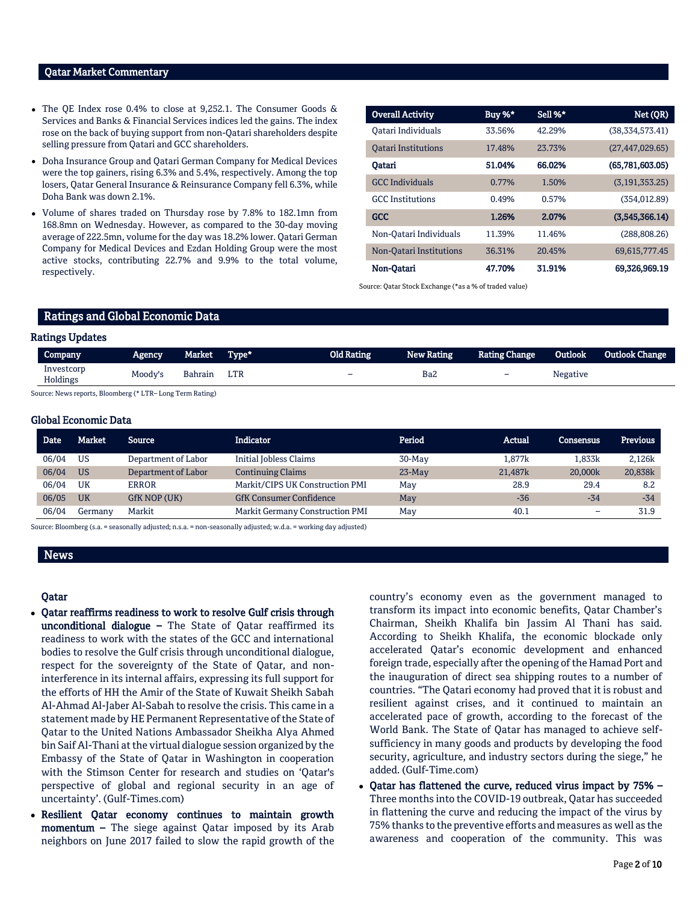## Qatar Market Commentary

- The QE Index rose 0.4% to close at 9,252.1. The Consumer Goods & Services and Banks & Financial Services indices led the gains. The index rose on the back of buying support from non-Qatari shareholders despite selling pressure from Qatari and GCC shareholders.
- Doha Insurance Group and Qatari German Company for Medical Devices were the top gainers, rising 6.3% and 5.4%, respectively. Among the top losers, Qatar General Insurance & Reinsurance Company fell 6.3%, while Doha Bank was down 2.1%.
- Volume of shares traded on Thursday rose by 7.8% to 182.1mn from 168.8mn on Wednesday. However, as compared to the 30-day moving average of 222.5mn, volume for the day was 18.2% lower. Qatari German Company for Medical Devices and Ezdan Holding Group were the most active stocks, contributing 22.7% and 9.9% to the total volume, respectively.

| Overall Activity | Buy %* | Sell %* | Net (QR) |
|---|---|---|---|
| Qatari Individuals | 33.56% | 42.29% | (38,334,573.41) |
| Qatari Institutions | 17.48% | 23.73% | (27,447,029.65) |
| **Qatari** | **51.04%** | **66.02%** | **(65,781,603.05)** |
| GCC Individuals | 0.77% | 1.50% | (3,191,353.25) |
| GCC Institutions | 0.49% | 0.57% | (354,012.89) |
| **GCC** | **1.26%** | **2.07%** | **(3,545,366.14)** |
| Non-Qatari Individuals | 11.39% | 11.46% | (288,808.26) |
| Non-Qatari Institutions | 36.31% | 20.45% | 69,615,777.45 |
| **Non-Qatari** | **47.70%** | **31.91%** | **69,326,969.19** |

Source: Qatar Stock Exchange (*as a % of traded value)

## Ratings and Global Economic Data

### Ratings Updates

| Company | Agency | Market | Type* | Old Rating | New Rating | Rating Change | Outlook | Outlook Change |
|---|---|---|---|---|---|---|---|---|
| Investcorp Holdings | Moody's | Bahrain | LTR | – | Ba2 | – | Negative | |

Source: News reports, Bloomberg (* LTR– Long Term Rating)

### Global Economic Data

| Date | Market | Source | Indicator | Period | Actual | Consensus | Previous |
|---|---|---|---|---|---|---|---|
| 06/04 | US | Department of Labor | Initial Jobless Claims | 30-May | 1,877k | 1,833k | 2,126k |
| 06/04 | US | Department of Labor | Continuing Claims | 23-May | 21,487k | 20,000k | 20,838k |
| 06/04 | UK | ERROR | Markit/CIPS UK Construction PMI | May | 28.9 | 29.4 | 8.2 |
| 06/05 | UK | GfK NOP (UK) | GfK Consumer Confidence | May | -36 | -34 | -34 |
| 06/04 | Germany | Markit | Markit Germany Construction PMI | May | 40.1 | – | 31.9 |

Source: Bloomberg (s.a. = seasonally adjusted; n.s.a. = non-seasonally adjusted; w.d.a. = working day adjusted)

## News

### Qatar

- **Qatar reaffirms readiness to work to resolve Gulf crisis through unconditional dialogue –** The State of Qatar reaffirmed its readiness to work with the states of the GCC and international bodies to resolve the Gulf crisis through unconditional dialogue, respect for the sovereignty of the State of Qatar, and non-interference in its internal affairs, expressing its full support for the efforts of HH the Amir of the State of Kuwait Sheikh Sabah Al-Ahmad Al-Jaber Al-Sabah to resolve the crisis. This came in a statement made by HE Permanent Representative of the State of Qatar to the United Nations Ambassador Sheikha Alya Ahmed bin Saif Al-Thani at the virtual dialogue session organized by the Embassy of the State of Qatar in Washington in cooperation with the Stimson Center for research and studies on 'Qatar's perspective of global and regional security in an age of uncertainty'. (Gulf-Times.com)
- **Resilient Qatar economy continues to maintain growth momentum –** The siege against Qatar imposed by its Arab neighbors on June 2017 failed to slow the rapid growth of the country's economy even as the government managed to transform its impact into economic benefits, Qatar Chamber's Chairman, Sheikh Khalifa bin Jassim Al Thani has said. According to Sheikh Khalifa, the economic blockade only accelerated Qatar's economic development and enhanced foreign trade, especially after the opening of the Hamad Port and the inauguration of direct sea shipping routes to a number of countries. "The Qatari economy had proved that it is robust and resilient against crises, and it continued to maintain an accelerated pace of growth, according to the forecast of the World Bank. The State of Qatar has managed to achieve self-sufficiency in many goods and products by developing the food security, agriculture, and industry sectors during the siege," he added. (Gulf-Time.com)
- **Qatar has flattened the curve, reduced virus impact by 75% –** Three months into the COVID-19 outbreak, Qatar has succeeded in flattening the curve and reducing the impact of the virus by 75% thanks to the preventive efforts and measures as well as the awareness and cooperation of the community. This was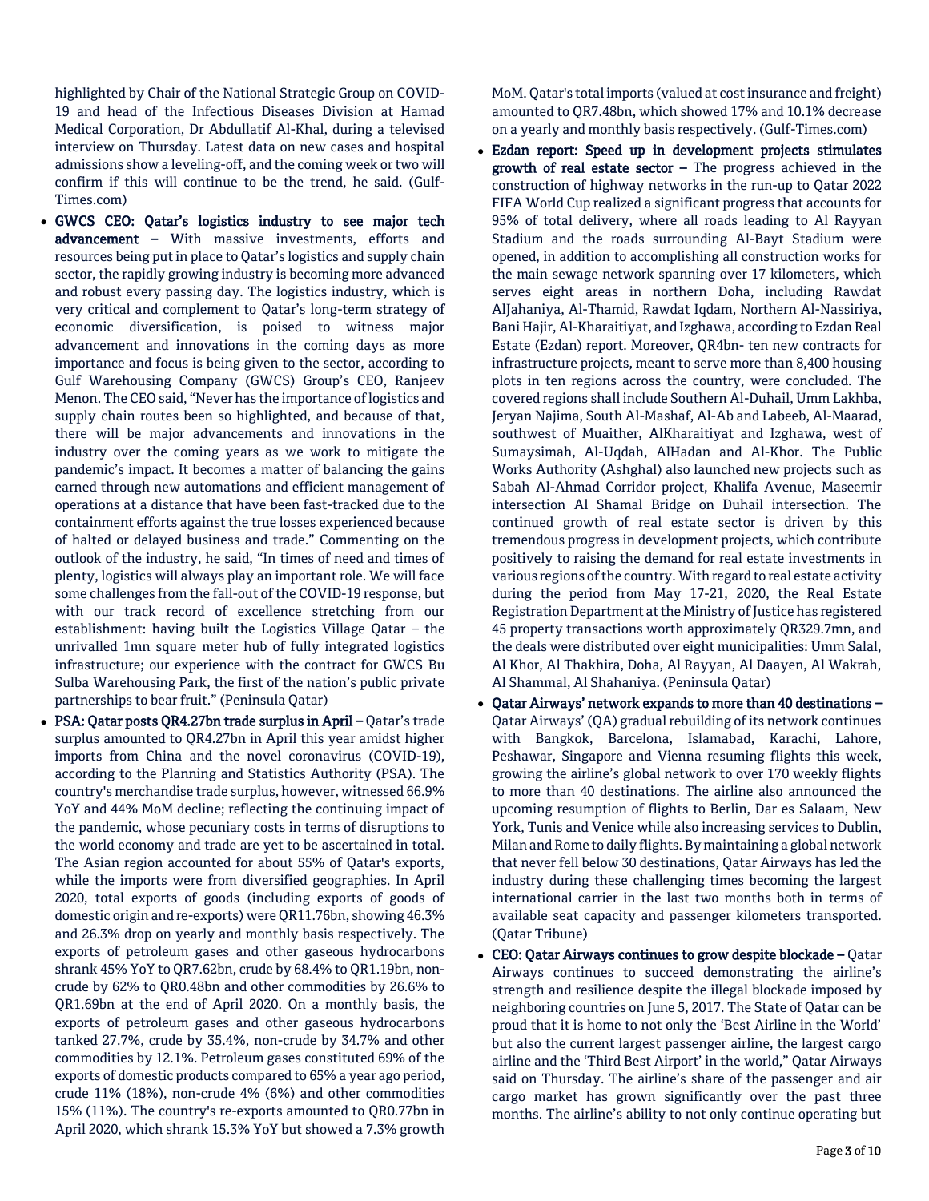highlighted by Chair of the National Strategic Group on COVID-19 and head of the Infectious Diseases Division at Hamad Medical Corporation, Dr Abdullatif Al-Khal, during a televised interview on Thursday. Latest data on new cases and hospital admissions show a leveling-off, and the coming week or two will confirm if this will continue to be the trend, he said. (Gulf-Times.com)

- **GWCS CEO: Qatar's logistics industry to see major tech advancement –** With massive investments, efforts and resources being put in place to Qatar's logistics and supply chain sector, the rapidly growing industry is becoming more advanced and robust every passing day. The logistics industry, which is very critical and complement to Qatar's long-term strategy of economic diversification, is poised to witness major advancement and innovations in the coming days as more importance and focus is being given to the sector, according to Gulf Warehousing Company (GWCS) Group's CEO, Ranjeev Menon. The CEO said, "Never has the importance of logistics and supply chain routes been so highlighted, and because of that, there will be major advancements and innovations in the industry over the coming years as we work to mitigate the pandemic's impact. It becomes a matter of balancing the gains earned through new automations and efficient management of operations at a distance that have been fast-tracked due to the containment efforts against the true losses experienced because of halted or delayed business and trade." Commenting on the outlook of the industry, he said, "In times of need and times of plenty, logistics will always play an important role. We will face some challenges from the fall-out of the COVID-19 response, but with our track record of excellence stretching from our establishment: having built the Logistics Village Qatar – the unrivalled 1mn square meter hub of fully integrated logistics infrastructure; our experience with the contract for GWCS Bu Sulba Warehousing Park, the first of the nation's public private partnerships to bear fruit." (Peninsula Qatar)
- **PSA: Qatar posts QR4.27bn trade surplus in April –** Qatar's trade surplus amounted to QR4.27bn in April this year amidst higher imports from China and the novel coronavirus (COVID-19), according to the Planning and Statistics Authority (PSA). The country's merchandise trade surplus, however, witnessed 66.9% YoY and 44% MoM decline; reflecting the continuing impact of the pandemic, whose pecuniary costs in terms of disruptions to the world economy and trade are yet to be ascertained in total. The Asian region accounted for about 55% of Qatar's exports, while the imports were from diversified geographies. In April 2020, total exports of goods (including exports of goods of domestic origin and re-exports) were QR11.76bn, showing 46.3% and 26.3% drop on yearly and monthly basis respectively. The exports of petroleum gases and other gaseous hydrocarbons shrank 45% YoY to QR7.62bn, crude by 68.4% to QR1.19bn, non-crude by 62% to QR0.48bn and other commodities by 26.6% to QR1.69bn at the end of April 2020. On a monthly basis, the exports of petroleum gases and other gaseous hydrocarbons tanked 27.7%, crude by 35.4%, non-crude by 34.7% and other commodities by 12.1%. Petroleum gases constituted 69% of the exports of domestic products compared to 65% a year ago period, crude 11% (18%), non-crude 4% (6%) and other commodities 15% (11%). The country's re-exports amounted to QR0.77bn in April 2020, which shrank 15.3% YoY but showed a 7.3% growth MoM. Qatar's total imports (valued at cost insurance and freight) amounted to QR7.48bn, which showed 17% and 10.1% decrease on a yearly and monthly basis respectively. (Gulf-Times.com)
- **Ezdan report: Speed up in development projects stimulates growth of real estate sector –** The progress achieved in the construction of highway networks in the run-up to Qatar 2022 FIFA World Cup realized a significant progress that accounts for 95% of total delivery, where all roads leading to Al Rayyan Stadium and the roads surrounding Al-Bayt Stadium were opened, in addition to accomplishing all construction works for the main sewage network spanning over 17 kilometers, which serves eight areas in northern Doha, including Rawdat AlJahaniya, Al-Thamid, Rawdat Iqdam, Northern Al-Nassiriya, Bani Hajir, Al-Kharaitiyat, and Izghawa, according to Ezdan Real Estate (Ezdan) report. Moreover, QR4bn- ten new contracts for infrastructure projects, meant to serve more than 8,400 housing plots in ten regions across the country, were concluded. The covered regions shall include Southern Al-Duhail, Umm Lakhba, Jeryan Najima, South Al-Mashaf, Al-Ab and Labeeb, Al-Maarad, southwest of Muaither, AlKharaitiyat and Izghawa, west of Sumaysimah, Al-Uqdah, AlHadan and Al-Khor. The Public Works Authority (Ashghal) also launched new projects such as Sabah Al-Ahmad Corridor project, Khalifa Avenue, Maseemir intersection Al Shamal Bridge on Duhail intersection. The continued growth of real estate sector is driven by this tremendous progress in development projects, which contribute positively to raising the demand for real estate investments in various regions of the country. With regard to real estate activity during the period from May 17-21, 2020, the Real Estate Registration Department at the Ministry of Justice has registered 45 property transactions worth approximately QR329.7mn, and the deals were distributed over eight municipalities: Umm Salal, Al Khor, Al Thakhira, Doha, Al Rayyan, Al Daayen, Al Wakrah, Al Shammal, Al Shahaniya. (Peninsula Qatar)
- **Qatar Airways' network expands to more than 40 destinations –** Qatar Airways' (QA) gradual rebuilding of its network continues with Bangkok, Barcelona, Islamabad, Karachi, Lahore, Peshawar, Singapore and Vienna resuming flights this week, growing the airline's global network to over 170 weekly flights to more than 40 destinations. The airline also announced the upcoming resumption of flights to Berlin, Dar es Salaam, New York, Tunis and Venice while also increasing services to Dublin, Milan and Rome to daily flights. By maintaining a global network that never fell below 30 destinations, Qatar Airways has led the industry during these challenging times becoming the largest international carrier in the last two months both in terms of available seat capacity and passenger kilometers transported. (Qatar Tribune)
- **CEO: Qatar Airways continues to grow despite blockade –** Qatar Airways continues to succeed demonstrating the airline's strength and resilience despite the illegal blockade imposed by neighboring countries on June 5, 2017. The State of Qatar can be proud that it is home to not only the 'Best Airline in the World' but also the current largest passenger airline, the largest cargo airline and the 'Third Best Airport' in the world," Qatar Airways said on Thursday. The airline's share of the passenger and air cargo market has grown significantly over the past three months. The airline's ability to not only continue operating but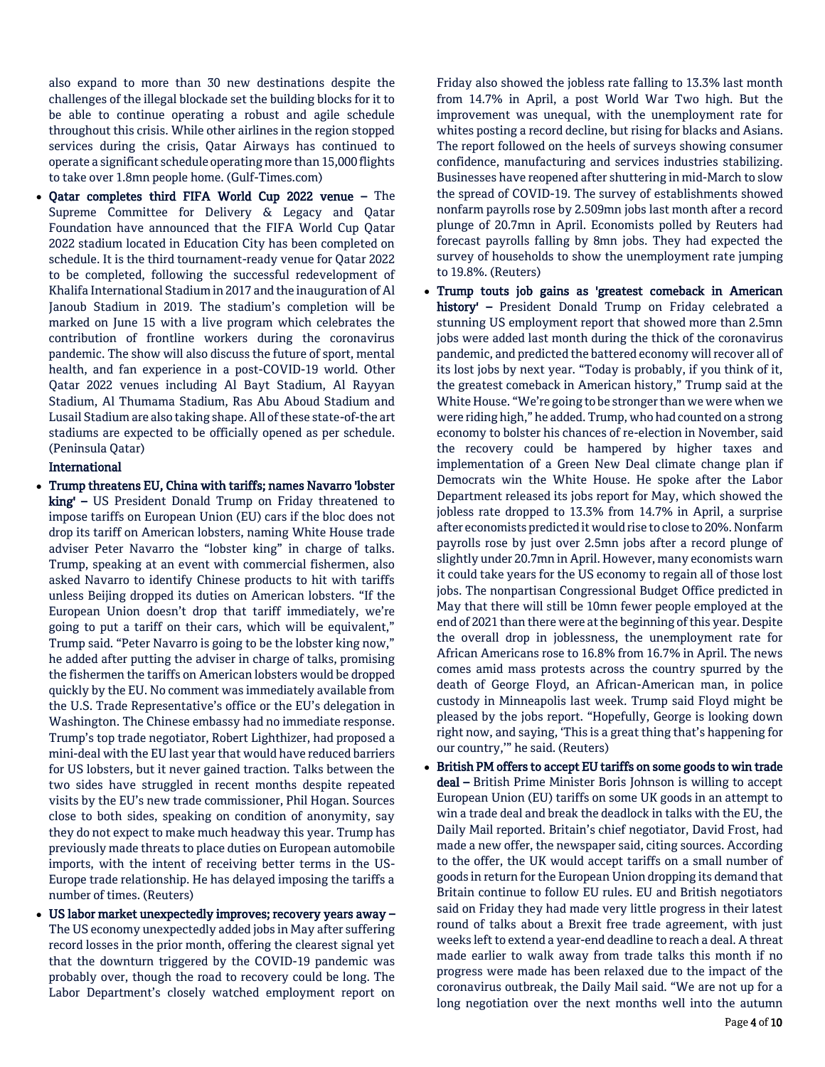also expand to more than 30 new destinations despite the challenges of the illegal blockade set the building blocks for it to be able to continue operating a robust and agile schedule throughout this crisis. While other airlines in the region stopped services during the crisis, Qatar Airways has continued to operate a significant schedule operating more than 15,000 flights to take over 1.8mn people home. (Gulf-Times.com)

- **Qatar completes third FIFA World Cup 2022 venue –** The Supreme Committee for Delivery & Legacy and Qatar Foundation have announced that the FIFA World Cup Qatar 2022 stadium located in Education City has been completed on schedule. It is the third tournament-ready venue for Qatar 2022 to be completed, following the successful redevelopment of Khalifa International Stadium in 2017 and the inauguration of Al Janoub Stadium in 2019. The stadium's completion will be marked on June 15 with a live program which celebrates the contribution of frontline workers during the coronavirus pandemic. The show will also discuss the future of sport, mental health, and fan experience in a post-COVID-19 world. Other Qatar 2022 venues including Al Bayt Stadium, Al Rayyan Stadium, Al Thumama Stadium, Ras Abu Aboud Stadium and Lusail Stadium are also taking shape. All of these state-of-the art stadiums are expected to be officially opened as per schedule. (Peninsula Qatar)

**International**

- **Trump threatens EU, China with tariffs; names Navarro 'lobster king' –** US President Donald Trump on Friday threatened to impose tariffs on European Union (EU) cars if the bloc does not drop its tariff on American lobsters, naming White House trade adviser Peter Navarro the "lobster king" in charge of talks. Trump, speaking at an event with commercial fishermen, also asked Navarro to identify Chinese products to hit with tariffs unless Beijing dropped its duties on American lobsters. "If the European Union doesn't drop that tariff immediately, we're going to put a tariff on their cars, which will be equivalent," Trump said. "Peter Navarro is going to be the lobster king now," he added after putting the adviser in charge of talks, promising the fishermen the tariffs on American lobsters would be dropped quickly by the EU. No comment was immediately available from the U.S. Trade Representative's office or the EU's delegation in Washington. The Chinese embassy had no immediate response. Trump's top trade negotiator, Robert Lighthizer, had proposed a mini-deal with the EU last year that would have reduced barriers for US lobsters, but it never gained traction. Talks between the two sides have struggled in recent months despite repeated visits by the EU's new trade commissioner, Phil Hogan. Sources close to both sides, speaking on condition of anonymity, say they do not expect to make much headway this year. Trump has previously made threats to place duties on European automobile imports, with the intent of receiving better terms in the US-Europe trade relationship. He has delayed imposing the tariffs a number of times. (Reuters)
- **US labor market unexpectedly improves; recovery years away –** The US economy unexpectedly added jobs in May after suffering record losses in the prior month, offering the clearest signal yet that the downturn triggered by the COVID-19 pandemic was probably over, though the road to recovery could be long. The Labor Department's closely watched employment report on Friday also showed the jobless rate falling to 13.3% last month from 14.7% in April, a post World War Two high. But the improvement was unequal, with the unemployment rate for whites posting a record decline, but rising for blacks and Asians. The report followed on the heels of surveys showing consumer confidence, manufacturing and services industries stabilizing. Businesses have reopened after shuttering in mid-March to slow the spread of COVID-19. The survey of establishments showed nonfarm payrolls rose by 2.509mn jobs last month after a record plunge of 20.7mn in April. Economists polled by Reuters had forecast payrolls falling by 8mn jobs. They had expected the survey of households to show the unemployment rate jumping to 19.8%. (Reuters)
- **Trump touts job gains as 'greatest comeback in American history' –** President Donald Trump on Friday celebrated a stunning US employment report that showed more than 2.5mn jobs were added last month during the thick of the coronavirus pandemic, and predicted the battered economy will recover all of its lost jobs by next year. "Today is probably, if you think of it, the greatest comeback in American history," Trump said at the White House. "We're going to be stronger than we were when we were riding high," he added. Trump, who had counted on a strong economy to bolster his chances of re-election in November, said the recovery could be hampered by higher taxes and implementation of a Green New Deal climate change plan if Democrats win the White House. He spoke after the Labor Department released its jobs report for May, which showed the jobless rate dropped to 13.3% from 14.7% in April, a surprise after economists predicted it would rise to close to 20%. Nonfarm payrolls rose by just over 2.5mn jobs after a record plunge of slightly under 20.7mn in April. However, many economists warn it could take years for the US economy to regain all of those lost jobs. The nonpartisan Congressional Budget Office predicted in May that there will still be 10mn fewer people employed at the end of 2021 than there were at the beginning of this year. Despite the overall drop in joblessness, the unemployment rate for African Americans rose to 16.8% from 16.7% in April. The news comes amid mass protests across the country spurred by the death of George Floyd, an African-American man, in police custody in Minneapolis last week. Trump said Floyd might be pleased by the jobs report. "Hopefully, George is looking down right now, and saying, 'This is a great thing that's happening for our country,'" he said. (Reuters)
- **British PM offers to accept EU tariffs on some goods to win trade deal –** British Prime Minister Boris Johnson is willing to accept European Union (EU) tariffs on some UK goods in an attempt to win a trade deal and break the deadlock in talks with the EU, the Daily Mail reported. Britain's chief negotiator, David Frost, had made a new offer, the newspaper said, citing sources. According to the offer, the UK would accept tariffs on a small number of goods in return for the European Union dropping its demand that Britain continue to follow EU rules. EU and British negotiators said on Friday they had made very little progress in their latest round of talks about a Brexit free trade agreement, with just weeks left to extend a year-end deadline to reach a deal. A threat made earlier to walk away from trade talks this month if no progress were made has been relaxed due to the impact of the coronavirus outbreak, the Daily Mail said. "We are not up for a long negotiation over the next months well into the autumn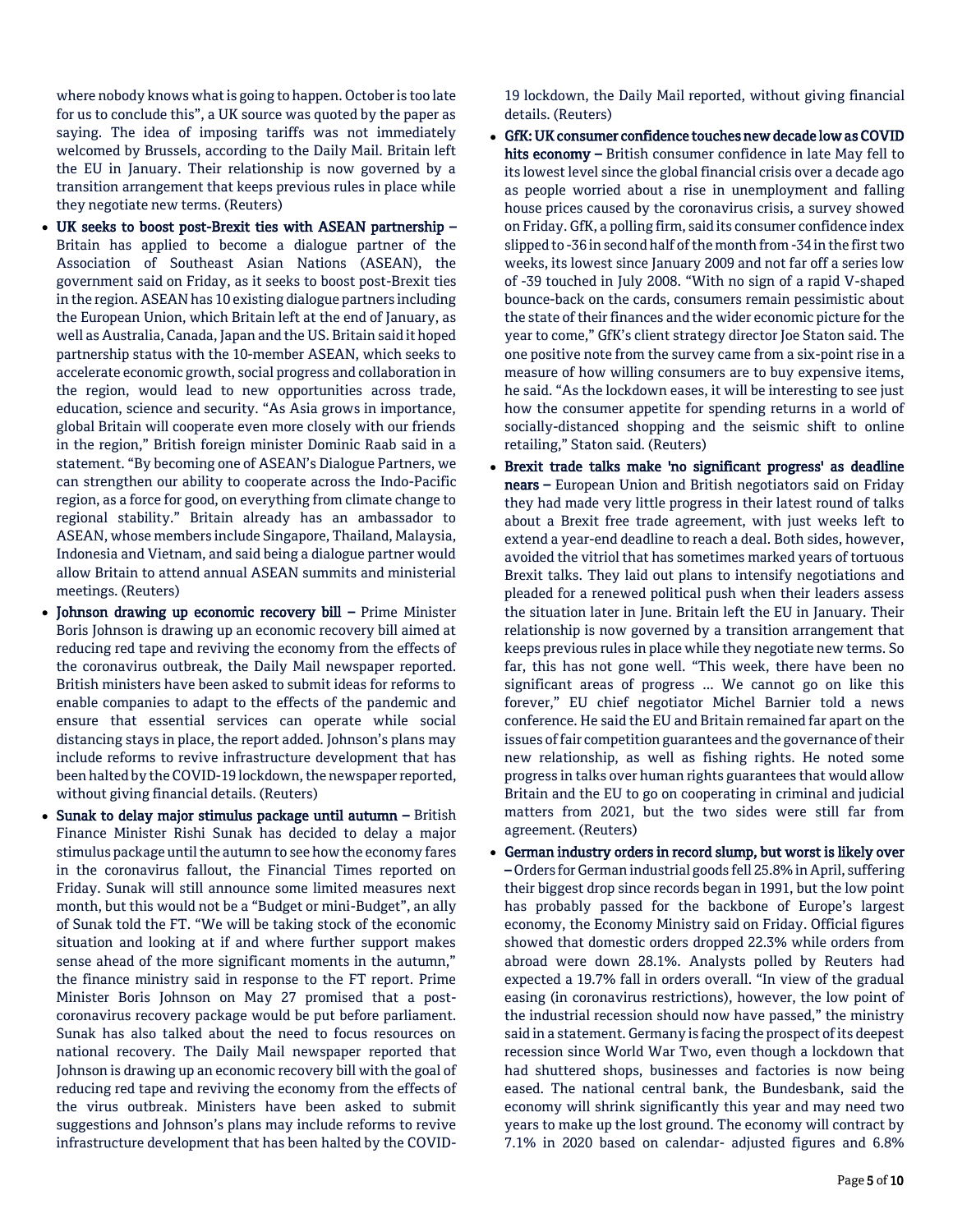where nobody knows what is going to happen. October is too late for us to conclude this", a UK source was quoted by the paper as saying. The idea of imposing tariffs was not immediately welcomed by Brussels, according to the Daily Mail. Britain left the EU in January. Their relationship is now governed by a transition arrangement that keeps previous rules in place while they negotiate new terms. (Reuters)

- **UK seeks to boost post-Brexit ties with ASEAN partnership –** Britain has applied to become a dialogue partner of the Association of Southeast Asian Nations (ASEAN), the government said on Friday, as it seeks to boost post-Brexit ties in the region. ASEAN has 10 existing dialogue partners including the European Union, which Britain left at the end of January, as well as Australia, Canada, Japan and the US. Britain said it hoped partnership status with the 10-member ASEAN, which seeks to accelerate economic growth, social progress and collaboration in the region, would lead to new opportunities across trade, education, science and security. "As Asia grows in importance, global Britain will cooperate even more closely with our friends in the region," British foreign minister Dominic Raab said in a statement. "By becoming one of ASEAN's Dialogue Partners, we can strengthen our ability to cooperate across the Indo-Pacific region, as a force for good, on everything from climate change to regional stability." Britain already has an ambassador to ASEAN, whose members include Singapore, Thailand, Malaysia, Indonesia and Vietnam, and said being a dialogue partner would allow Britain to attend annual ASEAN summits and ministerial meetings. (Reuters)
- **Johnson drawing up economic recovery bill –** Prime Minister Boris Johnson is drawing up an economic recovery bill aimed at reducing red tape and reviving the economy from the effects of the coronavirus outbreak, the Daily Mail newspaper reported. British ministers have been asked to submit ideas for reforms to enable companies to adapt to the effects of the pandemic and ensure that essential services can operate while social distancing stays in place, the report added. Johnson's plans may include reforms to revive infrastructure development that has been halted by the COVID-19 lockdown, the newspaper reported, without giving financial details. (Reuters)
- **Sunak to delay major stimulus package until autumn –** British Finance Minister Rishi Sunak has decided to delay a major stimulus package until the autumn to see how the economy fares in the coronavirus fallout, the Financial Times reported on Friday. Sunak will still announce some limited measures next month, but this would not be a "Budget or mini-Budget", an ally of Sunak told the FT. "We will be taking stock of the economic situation and looking at if and where further support makes sense ahead of the more significant moments in the autumn," the finance ministry said in response to the FT report. Prime Minister Boris Johnson on May 27 promised that a post-coronavirus recovery package would be put before parliament. Sunak has also talked about the need to focus resources on national recovery. The Daily Mail newspaper reported that Johnson is drawing up an economic recovery bill with the goal of reducing red tape and reviving the economy from the effects of the virus outbreak. Ministers have been asked to submit suggestions and Johnson's plans may include reforms to revive infrastructure development that has been halted by the COVID-19 lockdown, the Daily Mail reported, without giving financial details. (Reuters)
- **GfK: UK consumer confidence touches new decade low as COVID hits economy –** British consumer confidence in late May fell to its lowest level since the global financial crisis over a decade ago as people worried about a rise in unemployment and falling house prices caused by the coronavirus crisis, a survey showed on Friday. GfK, a polling firm, said its consumer confidence index slipped to -36 in second half of the month from -34 in the first two weeks, its lowest since January 2009 and not far off a series low of -39 touched in July 2008. "With no sign of a rapid V-shaped bounce-back on the cards, consumers remain pessimistic about the state of their finances and the wider economic picture for the year to come," GfK's client strategy director Joe Staton said. The one positive note from the survey came from a six-point rise in a measure of how willing consumers are to buy expensive items, he said. "As the lockdown eases, it will be interesting to see just how the consumer appetite for spending returns in a world of socially-distanced shopping and the seismic shift to online retailing," Staton said. (Reuters)
- **Brexit trade talks make 'no significant progress' as deadline nears –** European Union and British negotiators said on Friday they had made very little progress in their latest round of talks about a Brexit free trade agreement, with just weeks left to extend a year-end deadline to reach a deal. Both sides, however, avoided the vitriol that has sometimes marked years of tortuous Brexit talks. They laid out plans to intensify negotiations and pleaded for a renewed political push when their leaders assess the situation later in June. Britain left the EU in January. Their relationship is now governed by a transition arrangement that keeps previous rules in place while they negotiate new terms. So far, this has not gone well. "This week, there have been no significant areas of progress … We cannot go on like this forever," EU chief negotiator Michel Barnier told a news conference. He said the EU and Britain remained far apart on the issues of fair competition guarantees and the governance of their new relationship, as well as fishing rights. He noted some progress in talks over human rights guarantees that would allow Britain and the EU to go on cooperating in criminal and judicial matters from 2021, but the two sides were still far from agreement. (Reuters)
- **German industry orders in record slump, but worst is likely over –** Orders for German industrial goods fell 25.8% in April, suffering their biggest drop since records began in 1991, but the low point has probably passed for the backbone of Europe's largest economy, the Economy Ministry said on Friday. Official figures showed that domestic orders dropped 22.3% while orders from abroad were down 28.1%. Analysts polled by Reuters had expected a 19.7% fall in orders overall. "In view of the gradual easing (in coronavirus restrictions), however, the low point of the industrial recession should now have passed," the ministry said in a statement. Germany is facing the prospect of its deepest recession since World War Two, even though a lockdown that had shuttered shops, businesses and factories is now being eased. The national central bank, the Bundesbank, said the economy will shrink significantly this year and may need two years to make up the lost ground. The economy will contract by 7.1% in 2020 based on calendar- adjusted figures and 6.8%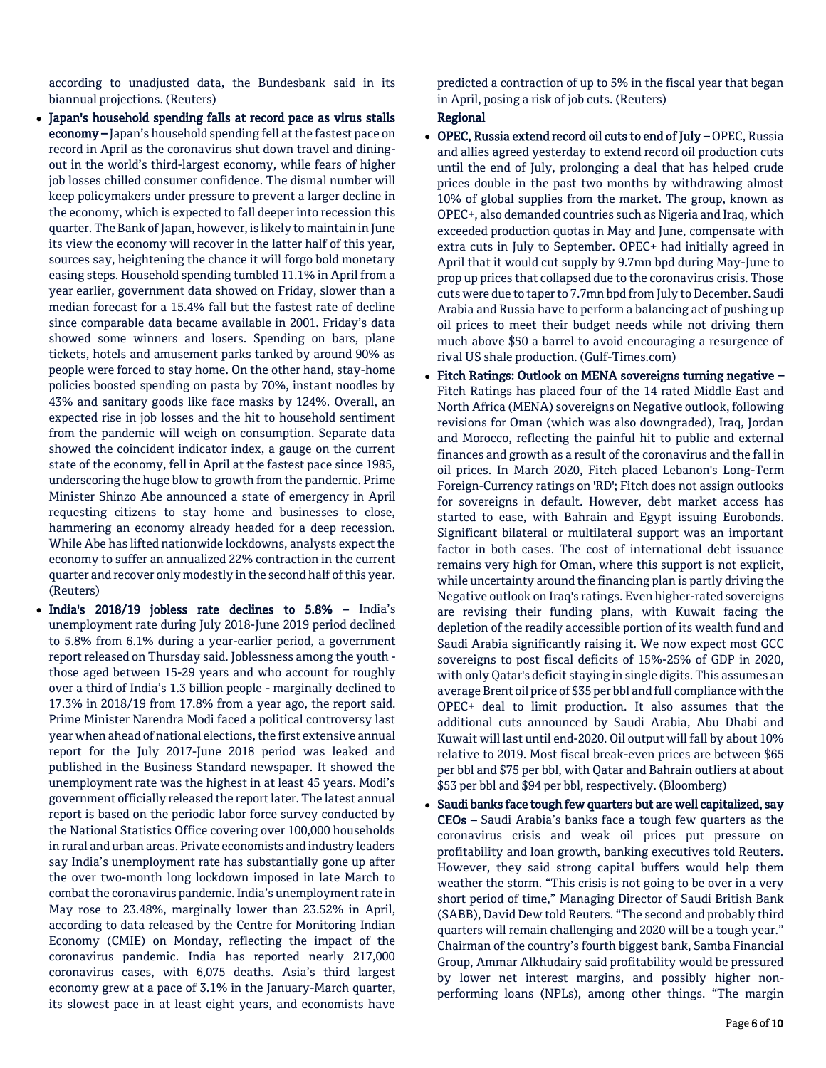according to unadjusted data, the Bundesbank said in its biannual projections. (Reuters)

- **Japan's household spending falls at record pace as virus stalls economy –** Japan's household spending fell at the fastest pace on record in April as the coronavirus shut down travel and dining-out in the world's third-largest economy, while fears of higher job losses chilled consumer confidence. The dismal number will keep policymakers under pressure to prevent a larger decline in the economy, which is expected to fall deeper into recession this quarter. The Bank of Japan, however, is likely to maintain in June its view the economy will recover in the latter half of this year, sources say, heightening the chance it will forgo bold monetary easing steps. Household spending tumbled 11.1% in April from a year earlier, government data showed on Friday, slower than a median forecast for a 15.4% fall but the fastest rate of decline since comparable data became available in 2001. Friday's data showed some winners and losers. Spending on bars, plane tickets, hotels and amusement parks tanked by around 90% as people were forced to stay home. On the other hand, stay-home policies boosted spending on pasta by 70%, instant noodles by 43% and sanitary goods like face masks by 124%. Overall, an expected rise in job losses and the hit to household sentiment from the pandemic will weigh on consumption. Separate data showed the coincident indicator index, a gauge on the current state of the economy, fell in April at the fastest pace since 1985, underscoring the huge blow to growth from the pandemic. Prime Minister Shinzo Abe announced a state of emergency in April requesting citizens to stay home and businesses to close, hammering an economy already headed for a deep recession. While Abe has lifted nationwide lockdowns, analysts expect the economy to suffer an annualized 22% contraction in the current quarter and recover only modestly in the second half of this year. (Reuters)
- **India's 2018/19 jobless rate declines to 5.8% –** India's unemployment rate during July 2018-June 2019 period declined to 5.8% from 6.1% during a year-earlier period, a government report released on Thursday said. Joblessness among the youth - those aged between 15-29 years and who account for roughly over a third of India's 1.3 billion people - marginally declined to 17.3% in 2018/19 from 17.8% from a year ago, the report said. Prime Minister Narendra Modi faced a political controversy last year when ahead of national elections, the first extensive annual report for the July 2017-June 2018 period was leaked and published in the Business Standard newspaper. It showed the unemployment rate was the highest in at least 45 years. Modi's government officially released the report later. The latest annual report is based on the periodic labor force survey conducted by the National Statistics Office covering over 100,000 households in rural and urban areas. Private economists and industry leaders say India's unemployment rate has substantially gone up after the over two-month long lockdown imposed in late March to combat the coronavirus pandemic. India's unemployment rate in May rose to 23.48%, marginally lower than 23.52% in April, according to data released by the Centre for Monitoring Indian Economy (CMIE) on Monday, reflecting the impact of the coronavirus pandemic. India has reported nearly 217,000 coronavirus cases, with 6,075 deaths. Asia's third largest economy grew at a pace of 3.1% in the January-March quarter, its slowest pace in at least eight years, and economists have predicted a contraction of up to 5% in the fiscal year that began in April, posing a risk of job cuts. (Reuters)

**Regional**

- **OPEC, Russia extend record oil cuts to end of July –** OPEC, Russia and allies agreed yesterday to extend record oil production cuts until the end of July, prolonging a deal that has helped crude prices double in the past two months by withdrawing almost 10% of global supplies from the market. The group, known as OPEC+, also demanded countries such as Nigeria and Iraq, which exceeded production quotas in May and June, compensate with extra cuts in July to September. OPEC+ had initially agreed in April that it would cut supply by 9.7mn bpd during May-June to prop up prices that collapsed due to the coronavirus crisis. Those cuts were due to taper to 7.7mn bpd from July to December. Saudi Arabia and Russia have to perform a balancing act of pushing up oil prices to meet their budget needs while not driving them much above $50 a barrel to avoid encouraging a resurgence of rival US shale production. (Gulf-Times.com)
- **Fitch Ratings: Outlook on MENA sovereigns turning negative –** Fitch Ratings has placed four of the 14 rated Middle East and North Africa (MENA) sovereigns on Negative outlook, following revisions for Oman (which was also downgraded), Iraq, Jordan and Morocco, reflecting the painful hit to public and external finances and growth as a result of the coronavirus and the fall in oil prices. In March 2020, Fitch placed Lebanon's Long-Term Foreign-Currency ratings on 'RD'; Fitch does not assign outlooks for sovereigns in default. However, debt market access has started to ease, with Bahrain and Egypt issuing Eurobonds. Significant bilateral or multilateral support was an important factor in both cases. The cost of international debt issuance remains very high for Oman, where this support is not explicit, while uncertainty around the financing plan is partly driving the Negative outlook on Iraq's ratings. Even higher-rated sovereigns are revising their funding plans, with Kuwait facing the depletion of the readily accessible portion of its wealth fund and Saudi Arabia significantly raising it. We now expect most GCC sovereigns to post fiscal deficits of 15%-25% of GDP in 2020, with only Qatar's deficit staying in single digits. This assumes an average Brent oil price of $35 per bbl and full compliance with the OPEC+ deal to limit production. It also assumes that the additional cuts announced by Saudi Arabia, Abu Dhabi and Kuwait will last until end-2020. Oil output will fall by about 10% relative to 2019. Most fiscal break-even prices are between $65 per bbl and $75 per bbl, with Qatar and Bahrain outliers at about $53 per bbl and $94 per bbl, respectively. (Bloomberg)
- **Saudi banks face tough few quarters but are well capitalized, say CEOs –** Saudi Arabia's banks face a tough few quarters as the coronavirus crisis and weak oil prices put pressure on profitability and loan growth, banking executives told Reuters. However, they said strong capital buffers would help them weather the storm. "This crisis is not going to be over in a very short period of time," Managing Director of Saudi British Bank (SABB), David Dew told Reuters. "The second and probably third quarters will remain challenging and 2020 will be a tough year." Chairman of the country's fourth biggest bank, Samba Financial Group, Ammar Alkhudairy said profitability would be pressured by lower net interest margins, and possibly higher non-performing loans (NPLs), among other things. "The margin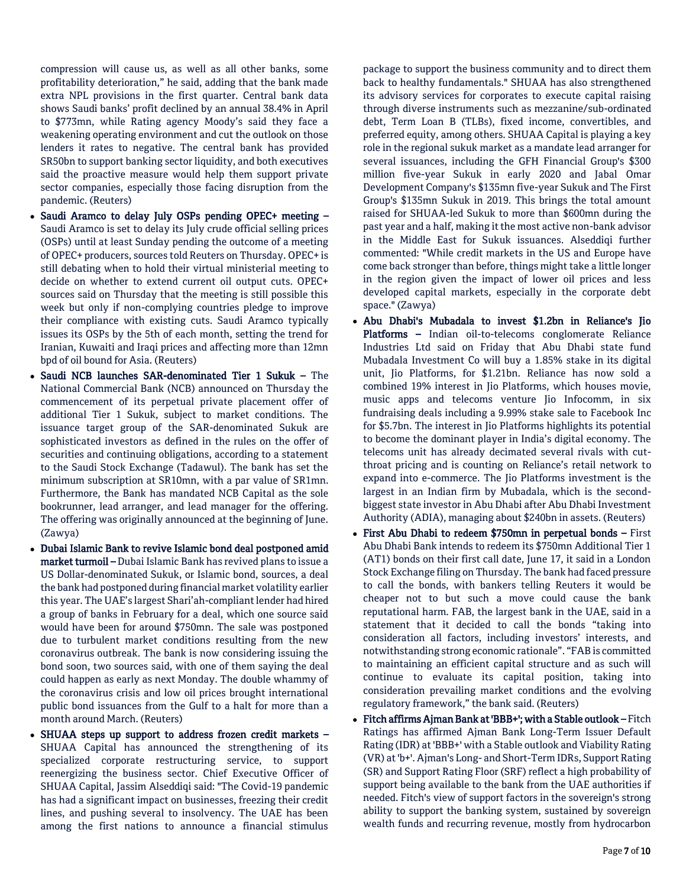compression will cause us, as well as all other banks, some profitability deterioration," he said, adding that the bank made extra NPL provisions in the first quarter. Central bank data shows Saudi banks' profit declined by an annual 38.4% in April to $773mn, while Rating agency Moody's said they face a weakening operating environment and cut the outlook on those lenders it rates to negative. The central bank has provided SR50bn to support banking sector liquidity, and both executives said the proactive measure would help them support private sector companies, especially those facing disruption from the pandemic. (Reuters)

- **Saudi Aramco to delay July OSPs pending OPEC+ meeting** – Saudi Aramco is set to delay its July crude official selling prices (OSPs) until at least Sunday pending the outcome of a meeting of OPEC+ producers, sources told Reuters on Thursday. OPEC+ is still debating when to hold their virtual ministerial meeting to decide on whether to extend current oil output cuts. OPEC+ sources said on Thursday that the meeting is still possible this week but only if non-complying countries pledge to improve their compliance with existing cuts. Saudi Aramco typically issues its OSPs by the 5th of each month, setting the trend for Iranian, Kuwaiti and Iraqi prices and affecting more than 12mn bpd of oil bound for Asia. (Reuters)
- **Saudi NCB launches SAR-denominated Tier 1 Sukuk** – The National Commercial Bank (NCB) announced on Thursday the commencement of its perpetual private placement offer of additional Tier 1 Sukuk, subject to market conditions. The issuance target group of the SAR-denominated Sukuk are sophisticated investors as defined in the rules on the offer of securities and continuing obligations, according to a statement to the Saudi Stock Exchange (Tadawul). The bank has set the minimum subscription at SR10mn, with a par value of SR1mn. Furthermore, the Bank has mandated NCB Capital as the sole bookrunner, lead arranger, and lead manager for the offering. The offering was originally announced at the beginning of June. (Zawya)
- **Dubai Islamic Bank to revive Islamic bond deal postponed amid market turmoil** – Dubai Islamic Bank has revived plans to issue a US Dollar-denominated Sukuk, or Islamic bond, sources, a deal the bank had postponed during financial market volatility earlier this year. The UAE's largest Shari'ah-compliant lender had hired a group of banks in February for a deal, which one source said would have been for around $750mn. The sale was postponed due to turbulent market conditions resulting from the new coronavirus outbreak. The bank is now considering issuing the bond soon, two sources said, with one of them saying the deal could happen as early as next Monday. The double whammy of the coronavirus crisis and low oil prices brought international public bond issuances from the Gulf to a halt for more than a month around March. (Reuters)
- **SHUAA steps up support to address frozen credit markets** – SHUAA Capital has announced the strengthening of its specialized corporate restructuring service, to support reenergizing the business sector. Chief Executive Officer of SHUAA Capital, Jassim Alseddiqi said: "The Covid-19 pandemic has had a significant impact on businesses, freezing their credit lines, and pushing several to insolvency. The UAE has been among the first nations to announce a financial stimulus package to support the business community and to direct them back to healthy fundamentals." SHUAA has also strengthened its advisory services for corporates to execute capital raising through diverse instruments such as mezzanine/sub-ordinated debt, Term Loan B (TLBs), fixed income, convertibles, and preferred equity, among others. SHUAA Capital is playing a key role in the regional sukuk market as a mandate lead arranger for several issuances, including the GFH Financial Group's $300 million five-year Sukuk in early 2020 and Jabal Omar Development Company's $135mn five-year Sukuk and The First Group's $135mn Sukuk in 2019. This brings the total amount raised for SHUAA-led Sukuk to more than $600mn during the past year and a half, making it the most active non-bank advisor in the Middle East for Sukuk issuances. Alseddiqi further commented: "While credit markets in the US and Europe have come back stronger than before, things might take a little longer in the region given the impact of lower oil prices and less developed capital markets, especially in the corporate debt space." (Zawya)
- **Abu Dhabi's Mubadala to invest $1.2bn in Reliance's Jio Platforms** – Indian oil-to-telecoms conglomerate Reliance Industries Ltd said on Friday that Abu Dhabi state fund Mubadala Investment Co will buy a 1.85% stake in its digital unit, Jio Platforms, for $1.21bn. Reliance has now sold a combined 19% interest in Jio Platforms, which houses movie, music apps and telecoms venture Jio Infocomm, in six fundraising deals including a 9.99% stake sale to Facebook Inc for $5.7bn. The interest in Jio Platforms highlights its potential to become the dominant player in India's digital economy. The telecoms unit has already decimated several rivals with cut-throat pricing and is counting on Reliance's retail network to expand into e-commerce. The Jio Platforms investment is the largest in an Indian firm by Mubadala, which is the second-biggest state investor in Abu Dhabi after Abu Dhabi Investment Authority (ADIA), managing about $240bn in assets. (Reuters)
- **First Abu Dhabi to redeem $750mn in perpetual bonds** – First Abu Dhabi Bank intends to redeem its $750mn Additional Tier 1 (AT1) bonds on their first call date, June 17, it said in a London Stock Exchange filing on Thursday. The bank had faced pressure to call the bonds, with bankers telling Reuters it would be cheaper not to but such a move could cause the bank reputational harm. FAB, the largest bank in the UAE, said in a statement that it decided to call the bonds "taking into consideration all factors, including investors' interests, and notwithstanding strong economic rationale". "FAB is committed to maintaining an efficient capital structure and as such will continue to evaluate its capital position, taking into consideration prevailing market conditions and the evolving regulatory framework," the bank said. (Reuters)
- **Fitch affirms Ajman Bank at 'BBB+'; with a Stable outlook** – Fitch Ratings has affirmed Ajman Bank Long-Term Issuer Default Rating (IDR) at 'BBB+' with a Stable outlook and Viability Rating (VR) at 'b+'. Ajman's Long- and Short-Term IDRs, Support Rating (SR) and Support Rating Floor (SRF) reflect a high probability of support being available to the bank from the UAE authorities if needed. Fitch's view of support factors in the sovereign's strong ability to support the banking system, sustained by sovereign wealth funds and recurring revenue, mostly from hydrocarbon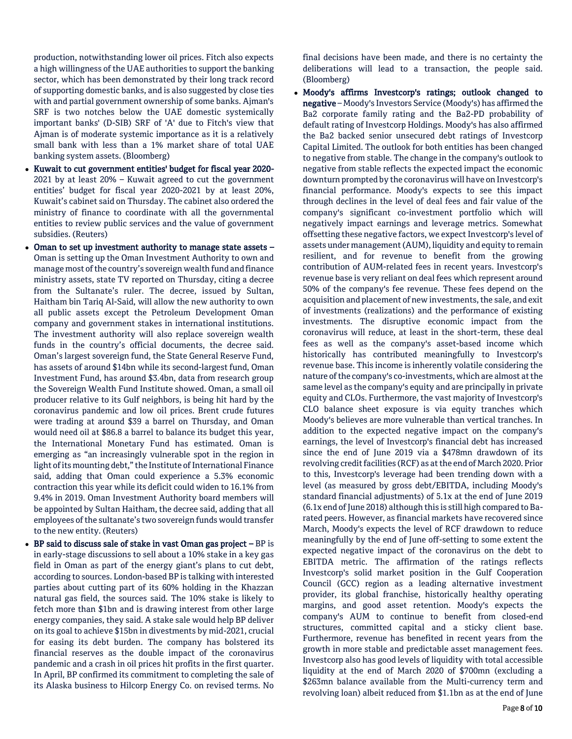production, notwithstanding lower oil prices. Fitch also expects a high willingness of the UAE authorities to support the banking sector, which has been demonstrated by their long track record of supporting domestic banks, and is also suggested by close ties with and partial government ownership of some banks. Ajman's SRF is two notches below the UAE domestic systemically important banks' (D-SIB) SRF of 'A' due to Fitch's view that Ajman is of moderate systemic importance as it is a relatively small bank with less than a 1% market share of total UAE banking system assets. (Bloomberg)

- **Kuwait to cut government entities' budget for fiscal year 2020-2021 by at least 20%** – Kuwait agreed to cut the government entities' budget for fiscal year 2020-2021 by at least 20%, Kuwait's cabinet said on Thursday. The cabinet also ordered the ministry of finance to coordinate with all the governmental entities to review public services and the value of government subsidies. (Reuters)
- **Oman to set up investment authority to manage state assets** – Oman is setting up the Oman Investment Authority to own and manage most of the country's sovereign wealth fund and finance ministry assets, state TV reported on Thursday, citing a decree from the Sultanate's ruler. The decree, issued by Sultan, Haitham bin Tariq Al-Said, will allow the new authority to own all public assets except the Petroleum Development Oman company and government stakes in international institutions. The investment authority will also replace sovereign wealth funds in the country's official documents, the decree said. Oman's largest sovereign fund, the State General Reserve Fund, has assets of around $14bn while its second-largest fund, Oman Investment Fund, has around $3.4bn, data from research group the Sovereign Wealth Fund Institute showed. Oman, a small oil producer relative to its Gulf neighbors, is being hit hard by the coronavirus pandemic and low oil prices. Brent crude futures were trading at around $39 a barrel on Thursday, and Oman would need oil at $86.8 a barrel to balance its budget this year, the International Monetary Fund has estimated. Oman is emerging as "an increasingly vulnerable spot in the region in light of its mounting debt," the Institute of International Finance said, adding that Oman could experience a 5.3% economic contraction this year while its deficit could widen to 16.1% from 9.4% in 2019. Oman Investment Authority board members will be appointed by Sultan Haitham, the decree said, adding that all employees of the sultanate's two sovereign funds would transfer to the new entity. (Reuters)
- **BP said to discuss sale of stake in vast Oman gas project** – BP is in early-stage discussions to sell about a 10% stake in a key gas field in Oman as part of the energy giant's plans to cut debt, according to sources. London-based BP is talking with interested parties about cutting part of its 60% holding in the Khazzan natural gas field, the sources said. The 10% stake is likely to fetch more than $1bn and is drawing interest from other large energy companies, they said. A stake sale would help BP deliver on its goal to achieve $15bn in divestments by mid-2021, crucial for easing its debt burden. The company has bolstered its financial reserves as the double impact of the coronavirus pandemic and a crash in oil prices hit profits in the first quarter. In April, BP confirmed its commitment to completing the sale of its Alaska business to Hilcorp Energy Co. on revised terms. No final decisions have been made, and there is no certainty the deliberations will lead to a transaction, the people said. (Bloomberg)
- **Moody's affirms Investcorp's ratings; outlook changed to negative** – Moody's Investors Service (Moody's) has affirmed the Ba2 corporate family rating and the Ba2-PD probability of default rating of Investcorp Holdings. Moody's has also affirmed the Ba2 backed senior unsecured debt ratings of Investcorp Capital Limited. The outlook for both entities has been changed to negative from stable. The change in the company's outlook to negative from stable reflects the expected impact the economic downturn prompted by the coronavirus will have on Investcorp's financial performance. Moody's expects to see this impact through declines in the level of deal fees and fair value of the company's significant co-investment portfolio which will negatively impact earnings and leverage metrics. Somewhat offsetting these negative factors, we expect Investcorp's level of assets under management (AUM), liquidity and equity to remain resilient, and for revenue to benefit from the growing contribution of AUM-related fees in recent years. Investcorp's revenue base is very reliant on deal fees which represent around 50% of the company's fee revenue. These fees depend on the acquisition and placement of new investments, the sale, and exit of investments (realizations) and the performance of existing investments. The disruptive economic impact from the coronavirus will reduce, at least in the short-term, these deal fees as well as the company's asset-based income which historically has contributed meaningfully to Investcorp's revenue base. This income is inherently volatile considering the nature of the company's co-investments, which are almost at the same level as the company's equity and are principally in private equity and CLOs. Furthermore, the vast majority of Investcorp's CLO balance sheet exposure is via equity tranches which Moody's believes are more vulnerable than vertical tranches. In addition to the expected negative impact on the company's earnings, the level of Investcorp's financial debt has increased since the end of June 2019 via a $478mn drawdown of its revolving credit facilities (RCF) as at the end of March 2020. Prior to this, Investcorp's leverage had been trending down with a level (as measured by gross debt/EBITDA, including Moody's standard financial adjustments) of 5.1x at the end of June 2019 (6.1x end of June 2018) although this is still high compared to Ba-rated peers. However, as financial markets have recovered since March, Moody's expects the level of RCF drawdown to reduce meaningfully by the end of June off-setting to some extent the expected negative impact of the coronavirus on the debt to EBITDA metric. The affirmation of the ratings reflects Investcorp's solid market position in the Gulf Cooperation Council (GCC) region as a leading alternative investment provider, its global franchise, historically healthy operating margins, and good asset retention. Moody's expects the company's AUM to continue to benefit from closed-end structures, committed capital and a sticky client base. Furthermore, revenue has benefited in recent years from the growth in more stable and predictable asset management fees. Investcorp also has good levels of liquidity with total accessible liquidity at the end of March 2020 of $700mn (excluding a $263mn balance available from the Multi-currency term and revolving loan) albeit reduced from $1.1bn as at the end of June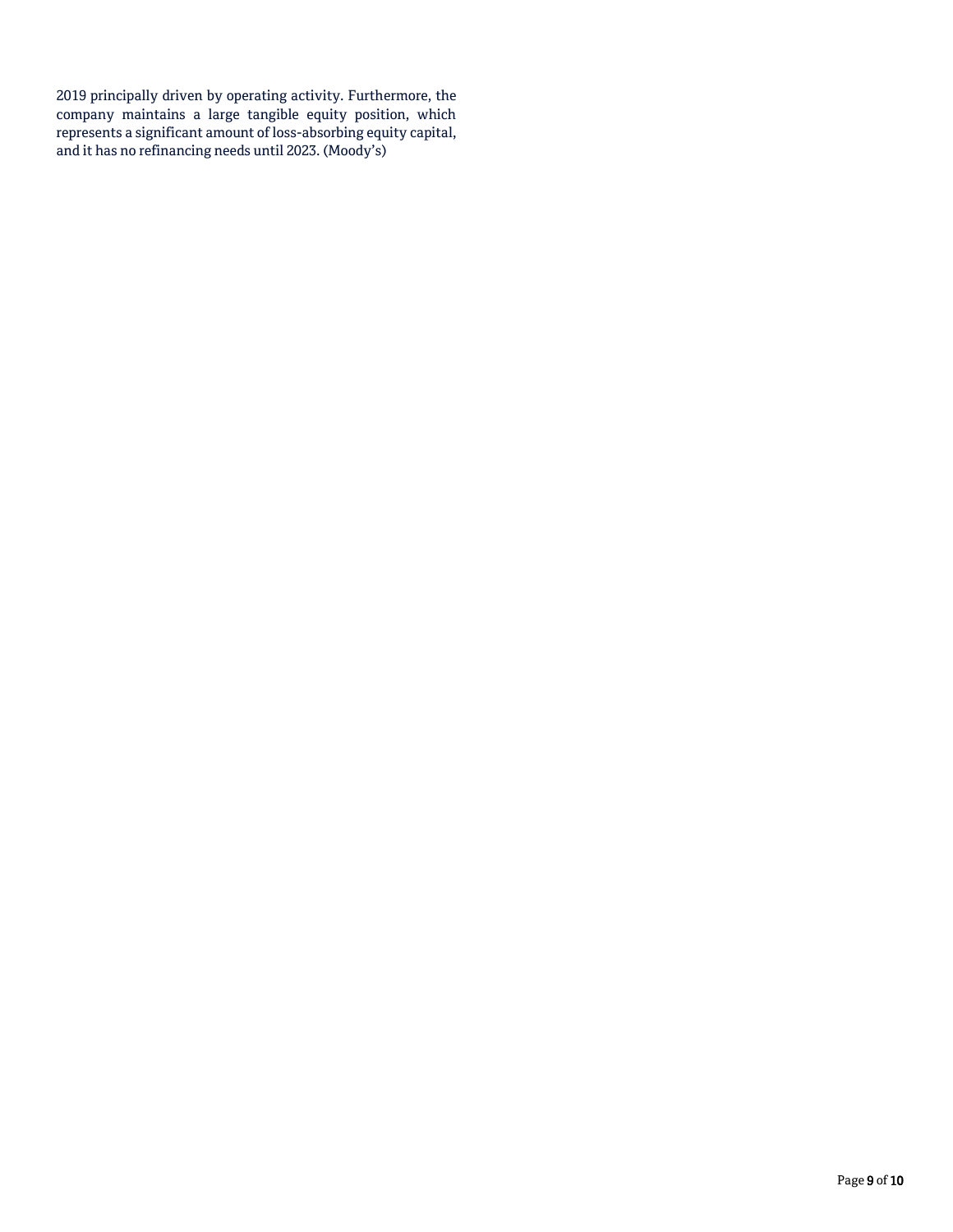2019 principally driven by operating activity. Furthermore, the company maintains a large tangible equity position, which represents a significant amount of loss-absorbing equity capital, and it has no refinancing needs until 2023. (Moody's)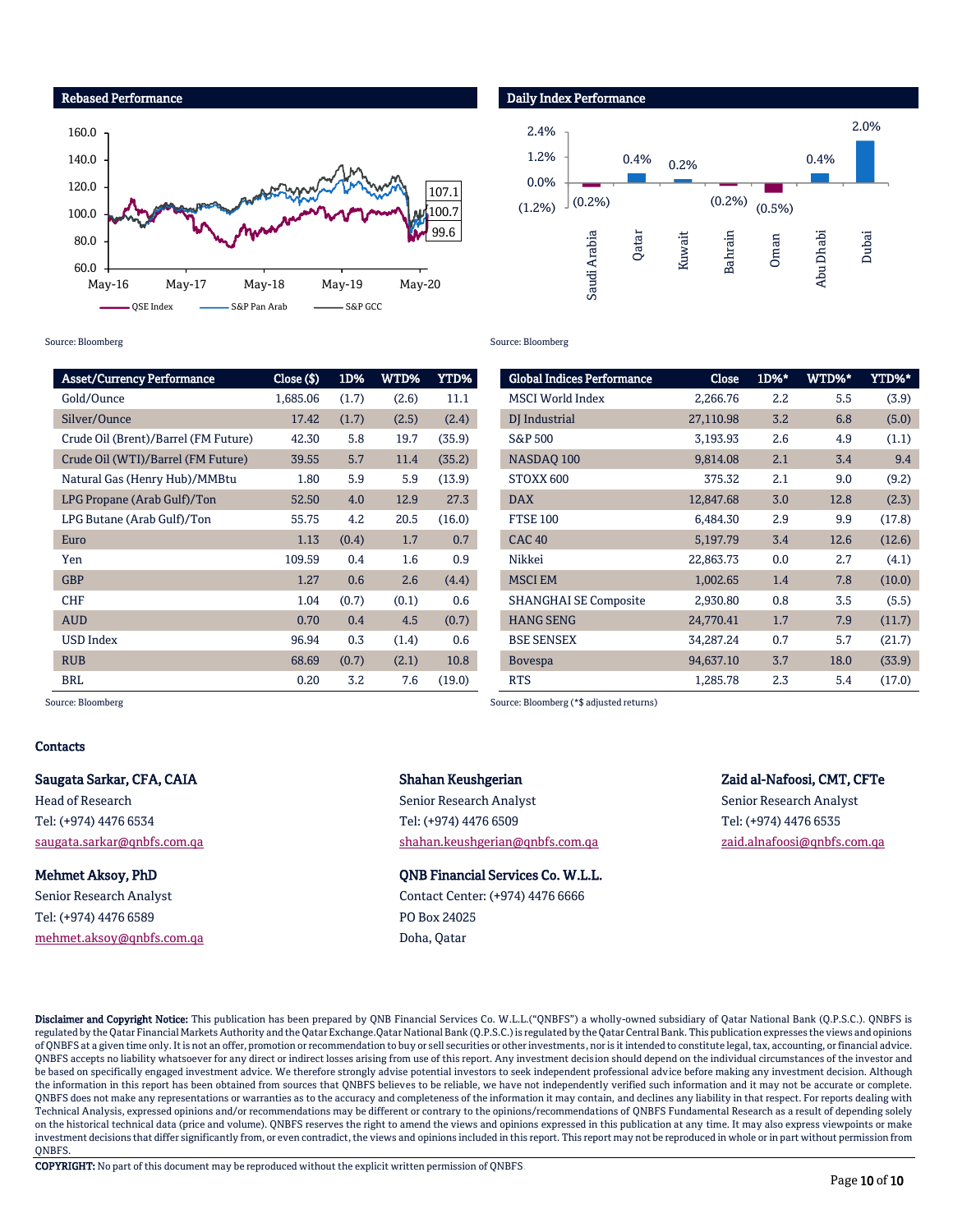### Rebased Performance

160.0
140.0
120.0
100.0
80.0
60.0

May-16 May-17 May-18 May-19 May-20

107.1
100.7
99.6

QSE Index
S&P Pan Arab
S&P GCC

Source: Bloomberg

### Daily Index Performance

2.4%
1.2%
0.0%
(1.2%)

(0.2%) 0.4% 0.2% (0.2%) (0.5%) 0.4% 2.0%

Saudi Arabia
Qatar
Kuwait
Bahrain
Oman
Abu Dhabi
Dubai

Source: Bloomberg

| Asset/Currency Performance | Close ($) | 1D% | WTD% | YTD% |
|---|---|---|---|---|
| Gold/Ounce | 1,685.06 | (1.7) | (2.6) | 11.1 |
| Silver/Ounce | 17.42 | (1.7) | (2.5) | (2.4) |
| Crude Oil (Brent)/Barrel (FM Future) | 42.30 | 5.8 | 19.7 | (35.9) |
| Crude Oil (WTI)/Barrel (FM Future) | 39.55 | 5.7 | 11.4 | (35.2) |
| Natural Gas (Henry Hub)/MMBtu | 1.80 | 5.9 | 5.9 | (13.9) |
| LPG Propane (Arab Gulf)/Ton | 52.50 | 4.0 | 12.9 | 27.3 |
| LPG Butane (Arab Gulf)/Ton | 55.75 | 4.2 | 20.5 | (16.0) |
| Euro | 1.13 | (0.4) | 1.7 | 0.7 |
| Yen | 109.59 | 0.4 | 1.6 | 0.9 |
| GBP | 1.27 | 0.6 | 2.6 | (4.4) |
| CHF | 1.04 | (0.7) | (0.1) | 0.6 |
| AUD | 0.70 | 0.4 | 4.5 | (0.7) |
| USD Index | 96.94 | 0.3 | (1.4) | 0.6 |
| RUB | 68.69 | (0.7) | (2.1) | 10.8 |
| BRL | 0.20 | 3.2 | 7.6 | (19.0) |

Source: Bloomberg

| Global Indices Performance | Close | 1D%* | WTD%* | YTD%* |
|---|---|---|---|---|
| MSCI World Index | 2,266.76 | 2.2 | 5.5 | (3.9) |
| DJ Industrial | 27,110.98 | 3.2 | 6.8 | (5.0) |
| S&P 500 | 3,193.93 | 2.6 | 4.9 | (1.1) |
| NASDAQ 100 | 9,814.08 | 2.1 | 3.4 | 9.4 |
| STOXX 600 | 375.32 | 2.1 | 9.0 | (9.2) |
| DAX | 12,847.68 | 3.0 | 12.8 | (2.3) |
| FTSE 100 | 6,484.30 | 2.9 | 9.9 | (17.8) |
| CAC 40 | 5,197.79 | 3.4 | 12.6 | (12.6) |
| Nikkei | 22,863.73 | 0.0 | 2.7 | (4.1) |
| MSCI EM | 1,002.65 | 1.4 | 7.8 | (10.0) |
| SHANGHAI SE Composite | 2,930.80 | 0.8 | 3.5 | (5.5) |
| HANG SENG | 24,770.41 | 1.7 | 7.9 | (11.7) |
| BSE SENSEX | 34,287.24 | 0.7 | 5.7 | (21.7) |
| Bovespa | 94,637.10 | 3.7 | 18.0 | (33.9) |
| RTS | 1,285.78 | 2.3 | 5.4 | (17.0) |

Source: Bloomberg (*$ adjusted returns)

### Contacts

**Saugata Sarkar, CFA, CAIA**
Head of Research
Tel: (+974) 4476 6534
saugata.sarkar@qnbfs.com.qa

**Shahan Keushgerian**
Senior Research Analyst
Tel: (+974) 4476 6509
shahan.keushgerian@qnbfs.com.qa

**Zaid al-Nafoosi, CMT, CFTe**
Senior Research Analyst
Tel: (+974) 4476 6535
zaid.alnafoosi@qnbfs.com.qa

**Mehmet Aksoy, PhD**
Senior Research Analyst
Tel: (+974) 4476 6589
mehmet.aksoy@qnbfs.com.qa

**QNB Financial Services Co. W.L.L.**
Contact Center: (+974) 4476 6666
PO Box 24025
Doha, Qatar

**Disclaimer and Copyright Notice:** This publication has been prepared by QNB Financial Services Co. W.L.L.("QNBFS") a wholly-owned subsidiary of Qatar National Bank (Q.P.S.C.). QNBFS is regulated by the Qatar Financial Markets Authority and the Qatar Exchange.Qatar National Bank (Q.P.S.C.) is regulated by the Qatar Central Bank. This publication expresses the views and opinions of QNBFS at a given time only. It is not an offer, promotion or recommendation to buy or sell securities or other investments, nor is it intended to constitute legal, tax, accounting, or financial advice. QNBFS accepts no liability whatsoever for any direct or indirect losses arising from use of this report. Any investment decision should depend on the individual circumstances of the investor and be based on specifically engaged investment advice. We therefore strongly advise potential investors to seek independent professional advice before making any investment decision. Although the information in this report has been obtained from sources that QNBFS believes to be reliable, we have not independently verified such information and it may not be accurate or complete. QNBFS does not make any representations or warranties as to the accuracy and completeness of the information it may contain, and declines any liability in that respect. For reports dealing with Technical Analysis, expressed opinions and/or recommendations may be different or contrary to the opinions/recommendations of QNBFS Fundamental Research as a result of depending solely on the historical technical data (price and volume). QNBFS reserves the right to amend the views and opinions expressed in this publication at any time. It may also express viewpoints or make investment decisions that differ significantly from, or even contradict, the views and opinions included in this report. This report may not be reproduced in whole or in part without permission from QNBFS.

**COPYRIGHT:** No part of this document may be reproduced without the explicit written permission of QNBFS